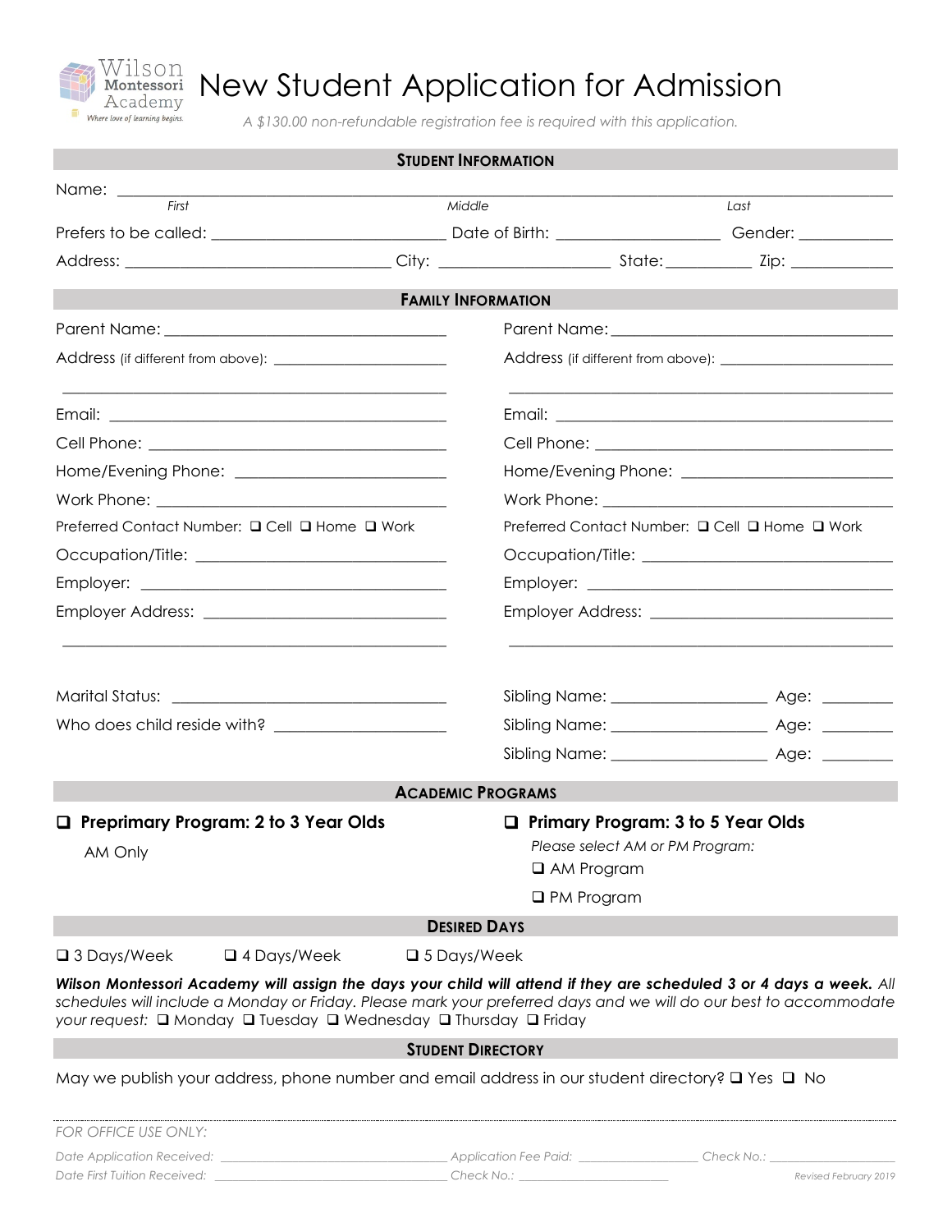Wilson Montessori Academy
*Where love of learning begins.*

# New Student Application for Admission

*A $130.00 non-refundable registration fee is required with this application.*

## STUDENT INFORMATION

Name: ______________________________________________
*First* *Middle* *Last*

Prefers to be called: ____________________ Date of Birth: ______________ Gender: ________

Address: ________________________ City: ________________ State: ________ Zip: __________

## FAMILY INFORMATION

Parent Name: ______________________________

Address (if different from above): ____________________

______________________________

Email: ______________________________

Cell Phone: ______________________________

Home/Evening Phone: ______________________

Work Phone: ______________________________

Preferred Contact Number: ❑ Cell ❑ Home ❑ Work

Occupation/Title: __________________________

Employer: ______________________________

Employer Address: __________________________

______________________________

Parent Name: ______________________________

Address (if different from above): ____________________

______________________________

Email: ______________________________

Cell Phone: ______________________________

Home/Evening Phone: ______________________

Work Phone: ______________________________

Preferred Contact Number: ❑ Cell ❑ Home ❑ Work

Occupation/Title: __________________________

Employer: ______________________________

Employer Address: __________________________

______________________________

Marital Status: ______________________________

Who does child reside with? __________________

Sibling Name: ________________ Age: ________

Sibling Name: ________________ Age: ________

Sibling Name: ________________ Age: ________

## ACADEMIC PROGRAMS

❑ **Preprimary Program: 2 to 3 Year Olds**

AM Only

❑ **Primary Program: 3 to 5 Year Olds**

*Please select AM or PM Program:*

❑ AM Program

❑ PM Program

## DESIRED DAYS

❑ 3 Days/Week ❑ 4 Days/Week ❑ 5 Days/Week

***Wilson Montessori Academy will assign the days your child will attend if they are scheduled 3 or 4 days a week.*** *All schedules will include a Monday or Friday. Please mark your preferred days and we will do our best to accommodate your request:* ❑ Monday ❑ Tuesday ❑ Wednesday ❑ Thursday ❑ Friday

## STUDENT DIRECTORY

May we publish your address, phone number and email address in our student directory? ❑ Yes ❑ No

---

*FOR OFFICE USE ONLY:*

*Date Application Received:* ____________________ *Application Fee Paid:* ____________ *Check No.:* ____________

*Date First Tuition Received:* ____________________ *Check No.:* ____________

*Revised February 2019*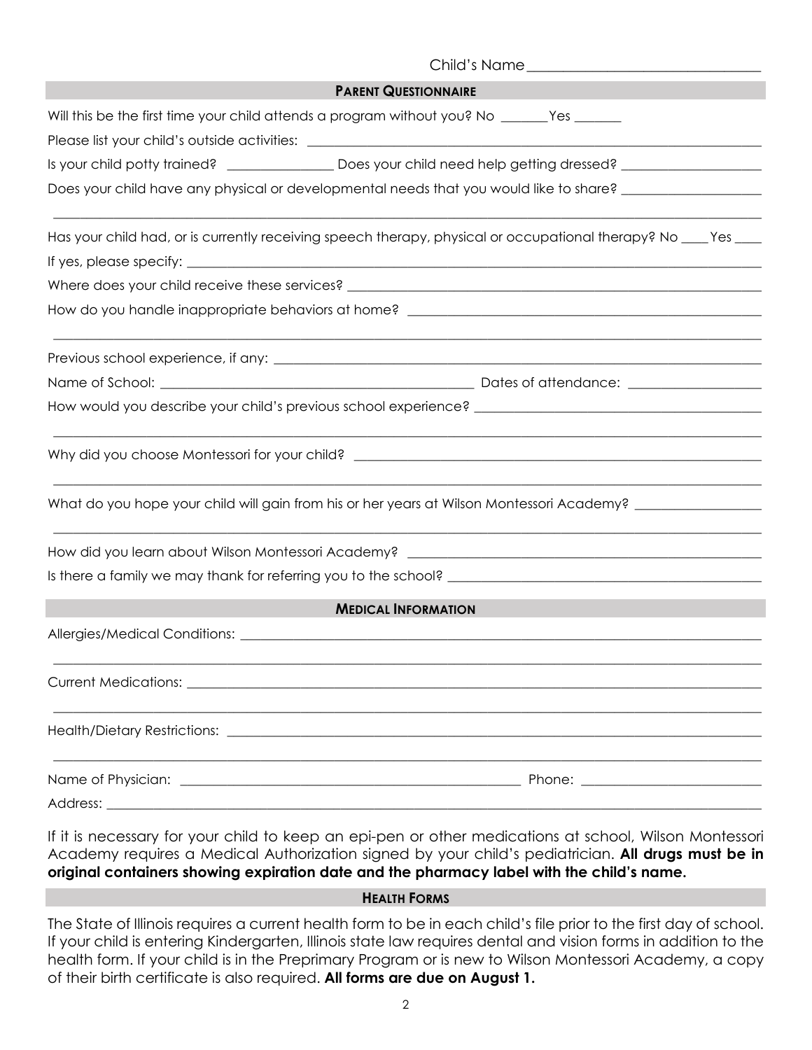Child's Name ______________________________

## PARENT QUESTIONNAIRE

Will this be the first time your child attends a program without you? No _______ Yes _______

Please list your child's outside activities: ______________________________

Is your child potty trained? ______________ Does your child need help getting dressed? ______________

Does your child have any physical or developmental needs that you would like to share? ______________

______________________________________________________________

Has your child had, or is currently receiving speech therapy, physical or occupational therapy? No ____ Yes ____

If yes, please specify: ______________________________

Where does your child receive these services? ______________________________

How do you handle inappropriate behaviors at home? ______________________________

______________________________________________________________

Previous school experience, if any: ______________________________

Name of School: ______________________________ Dates of attendance: ______________

How would you describe your child's previous school experience? ______________________________

______________________________________________________________

Why did you choose Montessori for your child? ______________________________

______________________________________________________________

What do you hope your child will gain from his or her years at Wilson Montessori Academy? ______________

______________________________________________________________

How did you learn about Wilson Montessori Academy? ______________________________

Is there a family we may thank for referring you to the school? ______________________________

## MEDICAL INFORMATION

Allergies/Medical Conditions: ______________________________

______________________________________________________________

Current Medications: ______________________________

______________________________________________________________

Health/Dietary Restrictions: ______________________________

______________________________________________________________

Name of Physician: ______________________________ Phone: ______________

Address: ______________________________

If it is necessary for your child to keep an epi-pen or other medications at school, Wilson Montessori Academy requires a Medical Authorization signed by your child's pediatrician. **All drugs must be in original containers showing expiration date and the pharmacy label with the child's name.**

## HEALTH FORMS

The State of Illinois requires a current health form to be in each child's file prior to the first day of school. If your child is entering Kindergarten, Illinois state law requires dental and vision forms in addition to the health form. If your child is in the Preprimary Program or is new to Wilson Montessori Academy, a copy of their birth certificate is also required. **All forms are due on August 1.**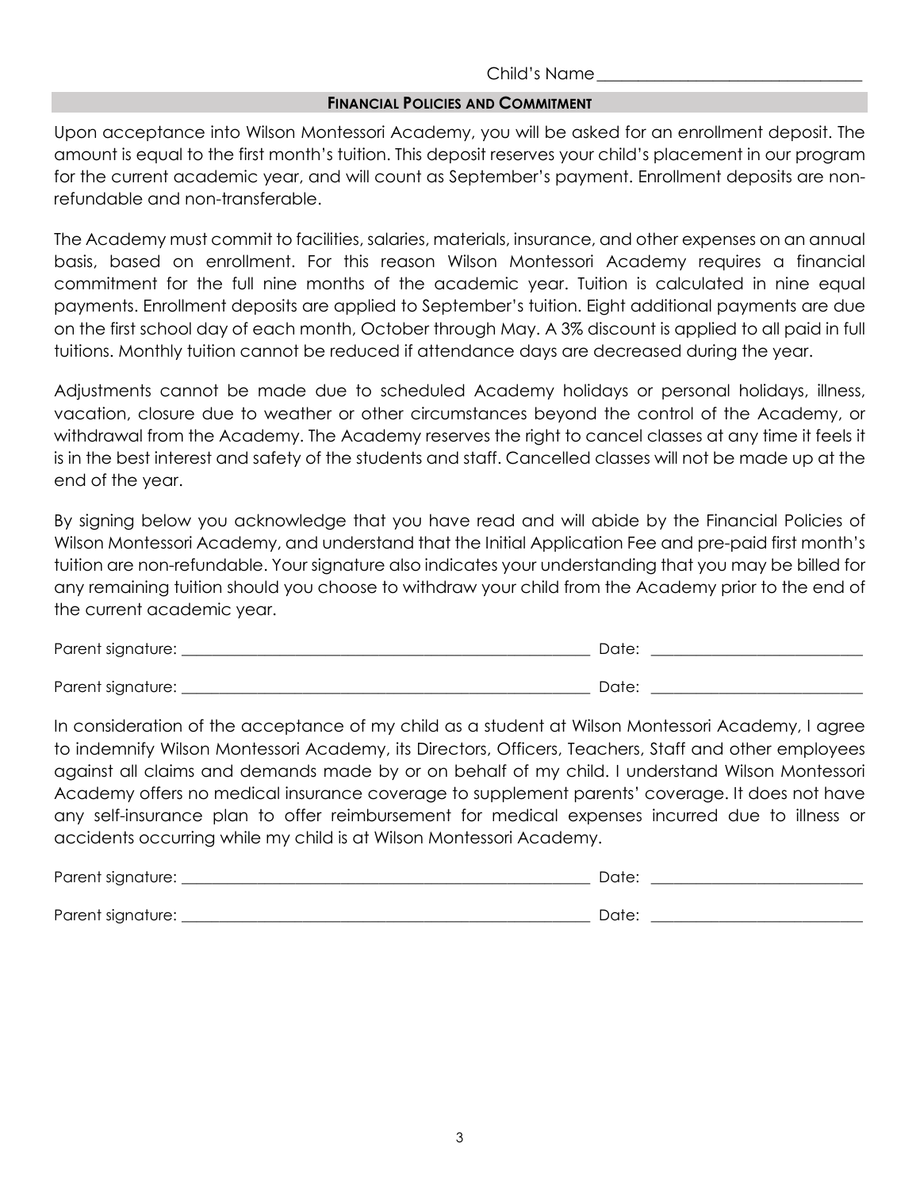Child's Name________________________________

## FINANCIAL POLICIES AND COMMITMENT

Upon acceptance into Wilson Montessori Academy, you will be asked for an enrollment deposit. The amount is equal to the first month's tuition. This deposit reserves your child's placement in our program for the current academic year, and will count as September's payment. Enrollment deposits are non-refundable and non-transferable.

The Academy must commit to facilities, salaries, materials, insurance, and other expenses on an annual basis, based on enrollment. For this reason Wilson Montessori Academy requires a financial commitment for the full nine months of the academic year. Tuition is calculated in nine equal payments. Enrollment deposits are applied to September's tuition. Eight additional payments are due on the first school day of each month, October through May. A 3% discount is applied to all paid in full tuitions. Monthly tuition cannot be reduced if attendance days are decreased during the year.

Adjustments cannot be made due to scheduled Academy holidays or personal holidays, illness, vacation, closure due to weather or other circumstances beyond the control of the Academy, or withdrawal from the Academy. The Academy reserves the right to cancel classes at any time it feels it is in the best interest and safety of the students and staff. Cancelled classes will not be made up at the end of the year.

By signing below you acknowledge that you have read and will abide by the Financial Policies of Wilson Montessori Academy, and understand that the Initial Application Fee and pre-paid first month's tuition are non-refundable. Your signature also indicates your understanding that you may be billed for any remaining tuition should you choose to withdraw your child from the Academy prior to the end of the current academic year.

Parent signature: ________________________________________________ Date: ________________________

Parent signature: ________________________________________________ Date: ________________________

In consideration of the acceptance of my child as a student at Wilson Montessori Academy, I agree to indemnify Wilson Montessori Academy, its Directors, Officers, Teachers, Staff and other employees against all claims and demands made by or on behalf of my child. I understand Wilson Montessori Academy offers no medical insurance coverage to supplement parents' coverage. It does not have any self-insurance plan to offer reimbursement for medical expenses incurred due to illness or accidents occurring while my child is at Wilson Montessori Academy.

Parent signature: ________________________________________________ Date: ________________________

Parent signature: ________________________________________________ Date: ________________________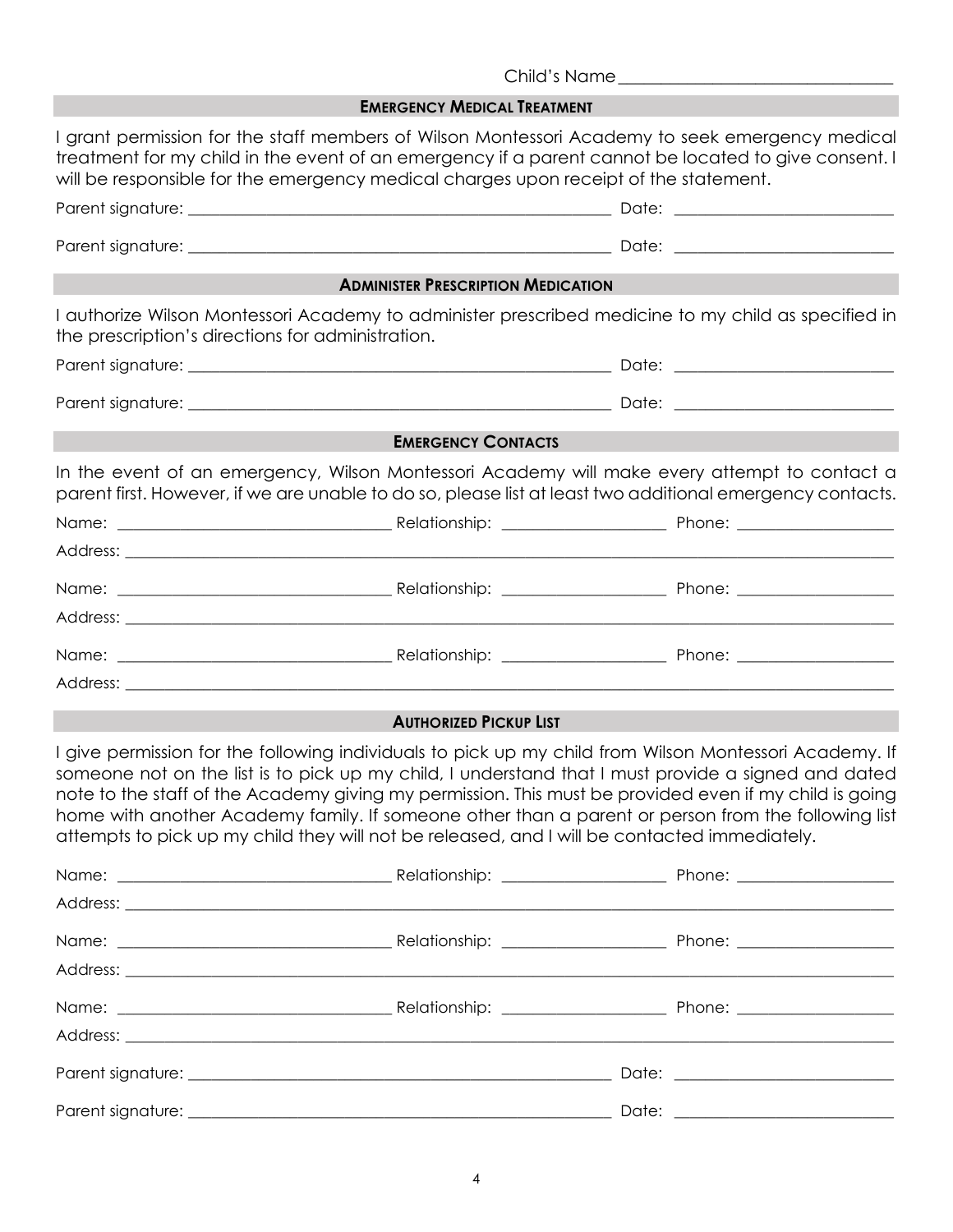Child's Name_______________________________

## Emergency Medical Treatment

I grant permission for the staff members of Wilson Montessori Academy to seek emergency medical treatment for my child in the event of an emergency if a parent cannot be located to give consent. I will be responsible for the emergency medical charges upon receipt of the statement.

Parent signature: _______________________________________________ Date: _______________________

Parent signature: _______________________________________________ Date: _______________________

## Administer Prescription Medication

I authorize Wilson Montessori Academy to administer prescribed medicine to my child as specified in the prescription's directions for administration.

Parent signature: _______________________________________________ Date: _______________________

Parent signature: _______________________________________________ Date: _______________________

## Emergency Contacts

In the event of an emergency, Wilson Montessori Academy will make every attempt to contact a parent first. However, if we are unable to do so, please list at least two additional emergency contacts.

Name: ______________________________ Relationship: __________________ Phone: __________________

Address: ______________________________________________________________________________

Name: ______________________________ Relationship: __________________ Phone: __________________

Address: ______________________________________________________________________________

Name: ______________________________ Relationship: __________________ Phone: __________________

Address: ______________________________________________________________________________

## Authorized Pickup List

I give permission for the following individuals to pick up my child from Wilson Montessori Academy. If someone not on the list is to pick up my child, I understand that I must provide a signed and dated note to the staff of the Academy giving my permission. This must be provided even if my child is going home with another Academy family. If someone other than a parent or person from the following list attempts to pick up my child they will not be released, and I will be contacted immediately.

Name: ______________________________ Relationship: __________________ Phone: __________________

Address: ______________________________________________________________________________

Name: ______________________________ Relationship: __________________ Phone: __________________

Address: ______________________________________________________________________________

Name: ______________________________ Relationship: __________________ Phone: __________________

Address: ______________________________________________________________________________

Parent signature: _______________________________________________ Date: _______________________

Parent signature: _______________________________________________ Date: _______________________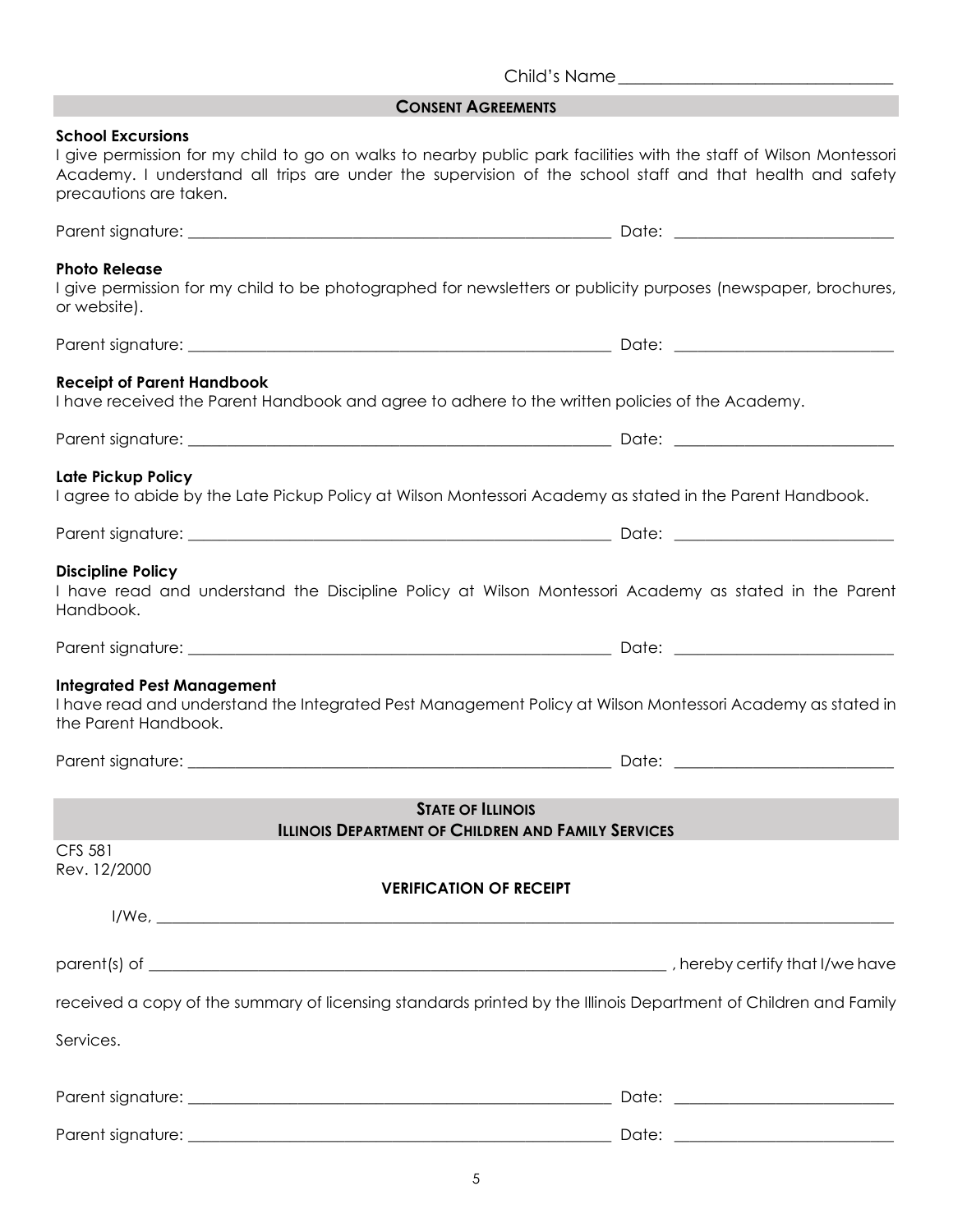Child's Name\_\_\_\_\_\_\_\_\_\_\_\_\_\_\_\_\_\_\_\_\_\_\_\_\_\_\_\_\_\_\_\_

## CONSENT AGREEMENTS

**School Excursions**

I give permission for my child to go on walks to nearby public park facilities with the staff of Wilson Montessori Academy. I understand all trips are under the supervision of the school staff and that health and safety precautions are taken.

Parent signature: \_\_\_\_\_\_\_\_\_\_\_\_\_\_\_\_\_\_\_\_\_\_\_\_\_\_\_\_\_\_\_\_\_\_\_\_\_\_\_\_ Date: \_\_\_\_\_\_\_\_\_\_\_\_\_\_\_\_\_\_\_\_\_\_

**Photo Release**

I give permission for my child to be photographed for newsletters or publicity purposes (newspaper, brochures, or website).

Parent signature: \_\_\_\_\_\_\_\_\_\_\_\_\_\_\_\_\_\_\_\_\_\_\_\_\_\_\_\_\_\_\_\_\_\_\_\_\_\_\_\_ Date: \_\_\_\_\_\_\_\_\_\_\_\_\_\_\_\_\_\_\_\_\_\_

**Receipt of Parent Handbook**

I have received the Parent Handbook and agree to adhere to the written policies of the Academy.

Parent signature: \_\_\_\_\_\_\_\_\_\_\_\_\_\_\_\_\_\_\_\_\_\_\_\_\_\_\_\_\_\_\_\_\_\_\_\_\_\_\_\_ Date: \_\_\_\_\_\_\_\_\_\_\_\_\_\_\_\_\_\_\_\_\_\_

**Late Pickup Policy**

I agree to abide by the Late Pickup Policy at Wilson Montessori Academy as stated in the Parent Handbook.

Parent signature: \_\_\_\_\_\_\_\_\_\_\_\_\_\_\_\_\_\_\_\_\_\_\_\_\_\_\_\_\_\_\_\_\_\_\_\_\_\_\_\_ Date: \_\_\_\_\_\_\_\_\_\_\_\_\_\_\_\_\_\_\_\_\_\_

**Discipline Policy**

I have read and understand the Discipline Policy at Wilson Montessori Academy as stated in the Parent Handbook.

Parent signature: \_\_\_\_\_\_\_\_\_\_\_\_\_\_\_\_\_\_\_\_\_\_\_\_\_\_\_\_\_\_\_\_\_\_\_\_\_\_\_\_ Date: \_\_\_\_\_\_\_\_\_\_\_\_\_\_\_\_\_\_\_\_\_\_

**Integrated Pest Management**

I have read and understand the Integrated Pest Management Policy at Wilson Montessori Academy as stated in the Parent Handbook.

Parent signature: \_\_\_\_\_\_\_\_\_\_\_\_\_\_\_\_\_\_\_\_\_\_\_\_\_\_\_\_\_\_\_\_\_\_\_\_\_\_\_\_ Date: \_\_\_\_\_\_\_\_\_\_\_\_\_\_\_\_\_\_\_\_\_\_

## STATE OF ILLINOIS
## ILLINOIS DEPARTMENT OF CHILDREN AND FAMILY SERVICES

CFS 581
Rev. 12/2000

### VERIFICATION OF RECEIPT

I/We, \_\_\_\_\_\_\_\_\_\_\_\_\_\_\_\_\_\_\_\_\_\_\_\_\_\_\_\_\_\_\_\_\_\_\_\_\_\_\_\_\_\_\_\_\_\_\_\_\_\_\_\_\_\_\_\_\_\_\_\_\_\_\_\_\_\_\_\_\_\_\_\_

parent(s) of \_\_\_\_\_\_\_\_\_\_\_\_\_\_\_\_\_\_\_\_\_\_\_\_\_\_\_\_\_\_\_\_\_\_\_\_\_\_\_\_\_\_\_\_\_\_\_\_\_\_\_ , hereby certify that I/we have received a copy of the summary of licensing standards printed by the Illinois Department of Children and Family Services.

Parent signature: \_\_\_\_\_\_\_\_\_\_\_\_\_\_\_\_\_\_\_\_\_\_\_\_\_\_\_\_\_\_\_\_\_\_\_\_\_\_\_\_ Date: \_\_\_\_\_\_\_\_\_\_\_\_\_\_\_\_\_\_\_\_\_\_

Parent signature: \_\_\_\_\_\_\_\_\_\_\_\_\_\_\_\_\_\_\_\_\_\_\_\_\_\_\_\_\_\_\_\_\_\_\_\_\_\_\_\_ Date: \_\_\_\_\_\_\_\_\_\_\_\_\_\_\_\_\_\_\_\_\_\_